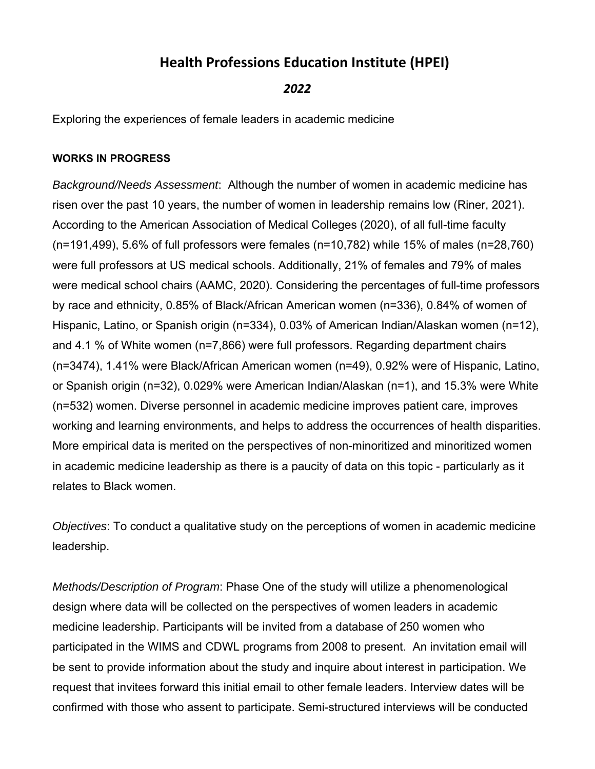# Health Professions Education Institute (HPEI)

## *2022*

Exploring the experiences of female leaders in academic medicine

**WORKS IN PROGRESS**

*Background/Needs Assessment*: Although the number of women in academic medicine has risen over the past 10 years, the number of women in leadership remains low (Riner, 2021). According to the American Association of Medical Colleges (2020), of all full-time faculty (n=191,499), 5.6% of full professors were females (n=10,782) while 15% of males (n=28,760) were full professors at US medical schools. Additionally, 21% of females and 79% of males were medical school chairs (AAMC, 2020). Considering the percentages of full-time professors by race and ethnicity, 0.85% of Black/African American women (n=336), 0.84% of women of Hispanic, Latino, or Spanish origin (n=334), 0.03% of American Indian/Alaskan women (n=12), and 4.1 % of White women (n=7,866) were full professors. Regarding department chairs (n=3474), 1.41% were Black/African American women (n=49), 0.92% were of Hispanic, Latino, or Spanish origin (n=32), 0.029% were American Indian/Alaskan (n=1), and 15.3% were White (n=532) women. Diverse personnel in academic medicine improves patient care, improves working and learning environments, and helps to address the occurrences of health disparities. More empirical data is merited on the perspectives of non-minoritized and minoritized women in academic medicine leadership as there is a paucity of data on this topic - particularly as it relates to Black women.

*Objectives*: To conduct a qualitative study on the perceptions of women in academic medicine leadership.

*Methods/Description of Program*: Phase One of the study will utilize a phenomenological design where data will be collected on the perspectives of women leaders in academic medicine leadership. Participants will be invited from a database of 250 women who participated in the WIMS and CDWL programs from 2008 to present. An invitation email will be sent to provide information about the study and inquire about interest in participation. We request that invitees forward this initial email to other female leaders. Interview dates will be confirmed with those who assent to participate. Semi-structured interviews will be conducted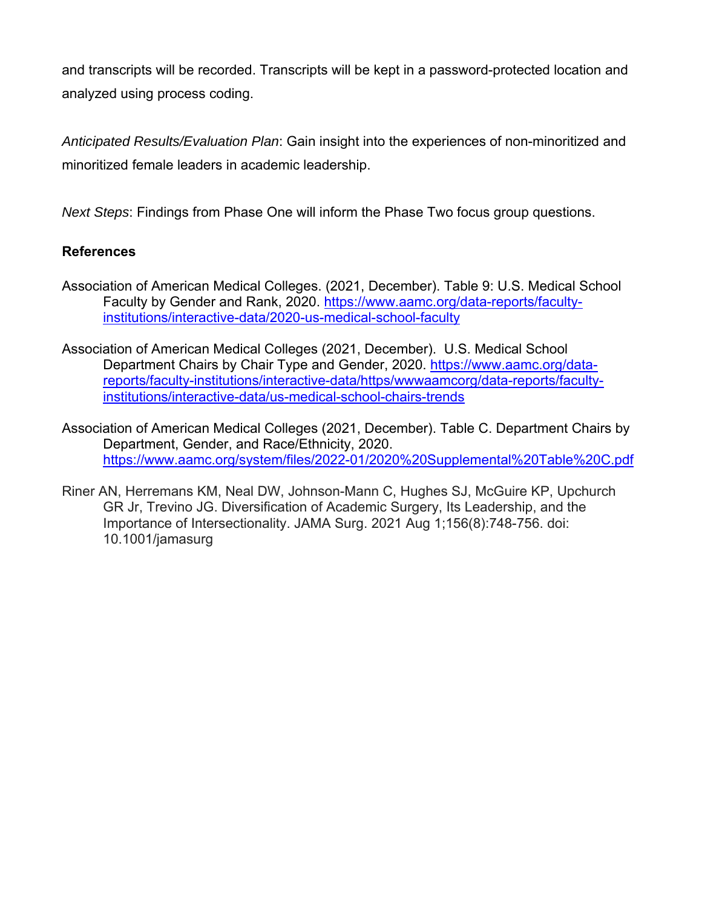and transcripts will be recorded. Transcripts will be kept in a password-protected location and analyzed using process coding.

*Anticipated Results/Evaluation Plan*: Gain insight into the experiences of non-minoritized and minoritized female leaders in academic leadership.

*Next Steps*: Findings from Phase One will inform the Phase Two focus group questions.

**References**

Association of American Medical Colleges. (2021, December). Table 9: U.S. Medical School Faculty by Gender and Rank, 2020. https://www.aamc.org/data-reports/faculty-institutions/interactive-data/2020-us-medical-school-faculty

Association of American Medical Colleges (2021, December). U.S. Medical School Department Chairs by Chair Type and Gender, 2020. https://www.aamc.org/data-reports/faculty-institutions/interactive-data/https/wwwaamcorg/data-reports/faculty-institutions/interactive-data/us-medical-school-chairs-trends

Association of American Medical Colleges (2021, December). Table C. Department Chairs by Department, Gender, and Race/Ethnicity, 2020. https://www.aamc.org/system/files/2022-01/2020%20Supplemental%20Table%20C.pdf

Riner AN, Herremans KM, Neal DW, Johnson-Mann C, Hughes SJ, McGuire KP, Upchurch GR Jr, Trevino JG. Diversification of Academic Surgery, Its Leadership, and the Importance of Intersectionality. JAMA Surg. 2021 Aug 1;156(8):748-756. doi: 10.1001/jamasurg